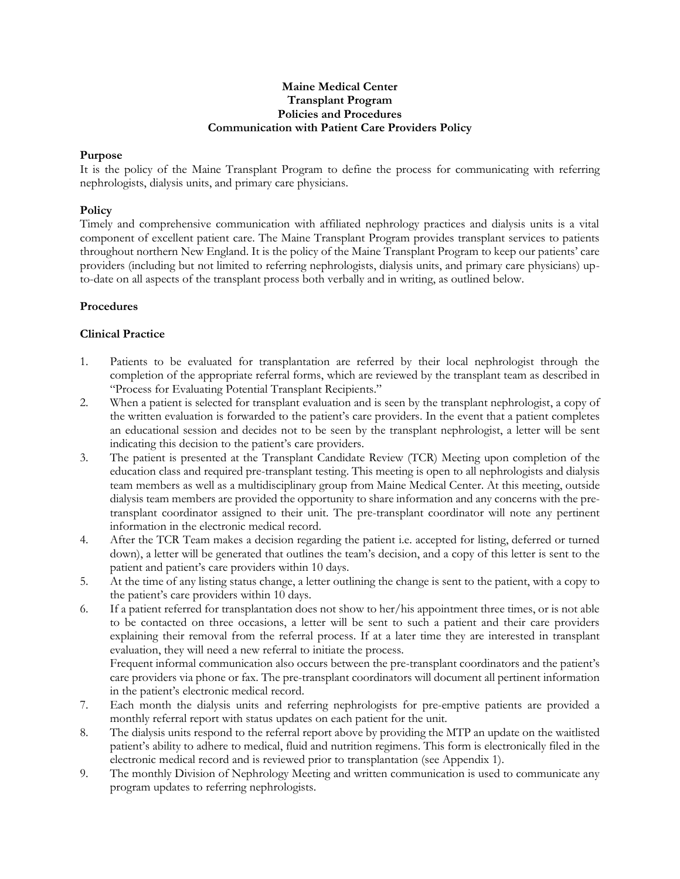**Maine Medical Center**
**Transplant Program**
**Policies and Procedures**
**Communication with Patient Care Providers Policy**

**Purpose**

It is the policy of the Maine Transplant Program to define the process for communicating with referring nephrologists, dialysis units, and primary care physicians.

**Policy**

Timely and comprehensive communication with affiliated nephrology practices and dialysis units is a vital component of excellent patient care. The Maine Transplant Program provides transplant services to patients throughout northern New England. It is the policy of the Maine Transplant Program to keep our patients' care providers (including but not limited to referring nephrologists, dialysis units, and primary care physicians) up-to-date on all aspects of the transplant process both verbally and in writing, as outlined below.

**Procedures**

**Clinical Practice**

1. Patients to be evaluated for transplantation are referred by their local nephrologist through the completion of the appropriate referral forms, which are reviewed by the transplant team as described in "Process for Evaluating Potential Transplant Recipients."
2. When a patient is selected for transplant evaluation and is seen by the transplant nephrologist, a copy of the written evaluation is forwarded to the patient's care providers. In the event that a patient completes an educational session and decides not to be seen by the transplant nephrologist, a letter will be sent indicating this decision to the patient's care providers.
3. The patient is presented at the Transplant Candidate Review (TCR) Meeting upon completion of the education class and required pre-transplant testing. This meeting is open to all nephrologists and dialysis team members as well as a multidisciplinary group from Maine Medical Center. At this meeting, outside dialysis team members are provided the opportunity to share information and any concerns with the pre-transplant coordinator assigned to their unit. The pre-transplant coordinator will note any pertinent information in the electronic medical record.
4. After the TCR Team makes a decision regarding the patient i.e. accepted for listing, deferred or turned down), a letter will be generated that outlines the team's decision, and a copy of this letter is sent to the patient and patient's care providers within 10 days.
5. At the time of any listing status change, a letter outlining the change is sent to the patient, with a copy to the patient's care providers within 10 days.
6. If a patient referred for transplantation does not show to her/his appointment three times, or is not able to be contacted on three occasions, a letter will be sent to such a patient and their care providers explaining their removal from the referral process. If at a later time they are interested in transplant evaluation, they will need a new referral to initiate the process.
   Frequent informal communication also occurs between the pre-transplant coordinators and the patient's care providers via phone or fax. The pre-transplant coordinators will document all pertinent information in the patient's electronic medical record.
7. Each month the dialysis units and referring nephrologists for pre-emptive patients are provided a monthly referral report with status updates on each patient for the unit.
8. The dialysis units respond to the referral report above by providing the MTP an update on the waitlisted patient's ability to adhere to medical, fluid and nutrition regimens. This form is electronically filed in the electronic medical record and is reviewed prior to transplantation (see Appendix 1).
9. The monthly Division of Nephrology Meeting and written communication is used to communicate any program updates to referring nephrologists.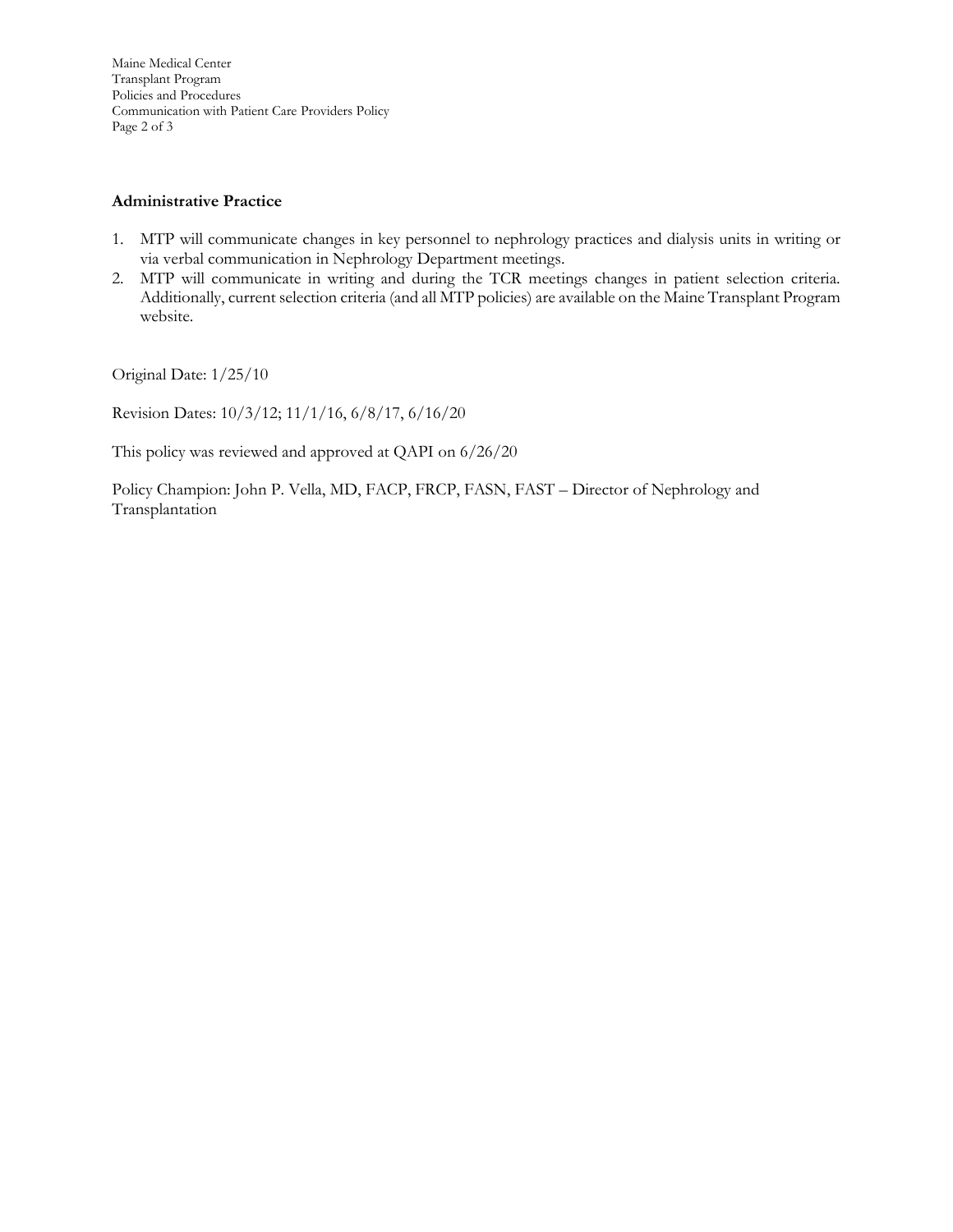**Administrative Practice**

1. MTP will communicate changes in key personnel to nephrology practices and dialysis units in writing or via verbal communication in Nephrology Department meetings.
2. MTP will communicate in writing and during the TCR meetings changes in patient selection criteria. Additionally, current selection criteria (and all MTP policies) are available on the Maine Transplant Program website.

Original Date: 1/25/10

Revision Dates: 10/3/12; 11/1/16, 6/8/17, 6/16/20

This policy was reviewed and approved at QAPI on 6/26/20

Policy Champion: John P. Vella, MD, FACP, FRCP, FASN, FAST – Director of Nephrology and Transplantation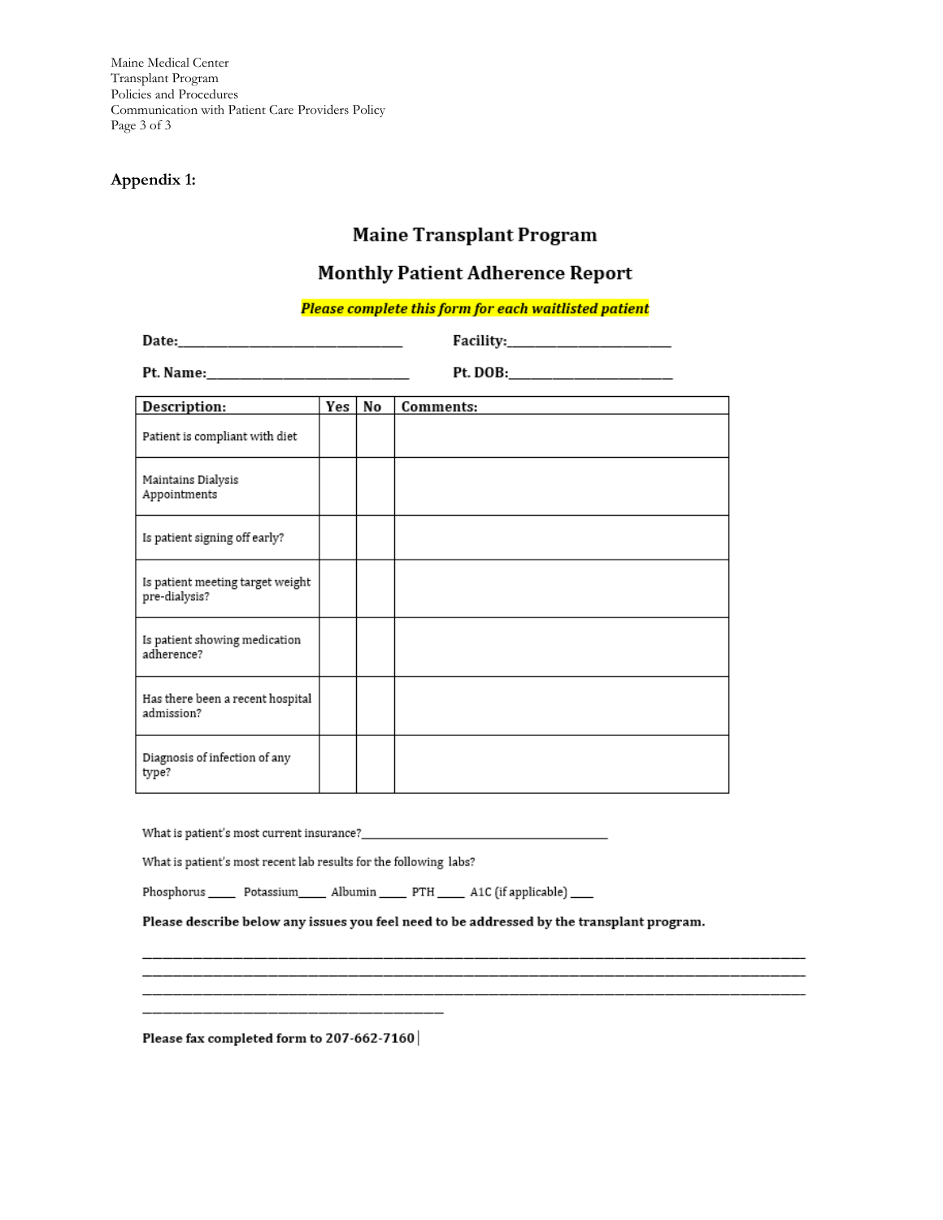**Appendix 1:**

## Maine Transplant Program

## Monthly Patient Adherence Report

***Please complete this form for each waitlisted patient***

**Date:**______________________________ **Facility:**______________________

**Pt. Name:**__________________________ **Pt. DOB:**______________________

| Description: | Yes | No | Comments: |
|---|---|---|---|
| Patient is compliant with diet | | | |
| Maintains Dialysis Appointments | | | |
| Is patient signing off early? | | | |
| Is patient meeting target weight pre-dialysis? | | | |
| Is patient showing medication adherence? | | | |
| Has there been a recent hospital admission? | | | |
| Diagnosis of infection of any type? | | | |

What is patient's most current insurance?_____________________________________

What is patient's most recent lab results for the following labs?

Phosphorus ____ Potassium____ Albumin ____ PTH ____ A1C (if applicable) ____

**Please describe below any issues you feel need to be addressed by the transplant program.**

_______________________________________________________________________________
_______________________________________________________________________________
_______________________________________________________________________________
______________________________________

**Please fax completed form to 207-662-7160**